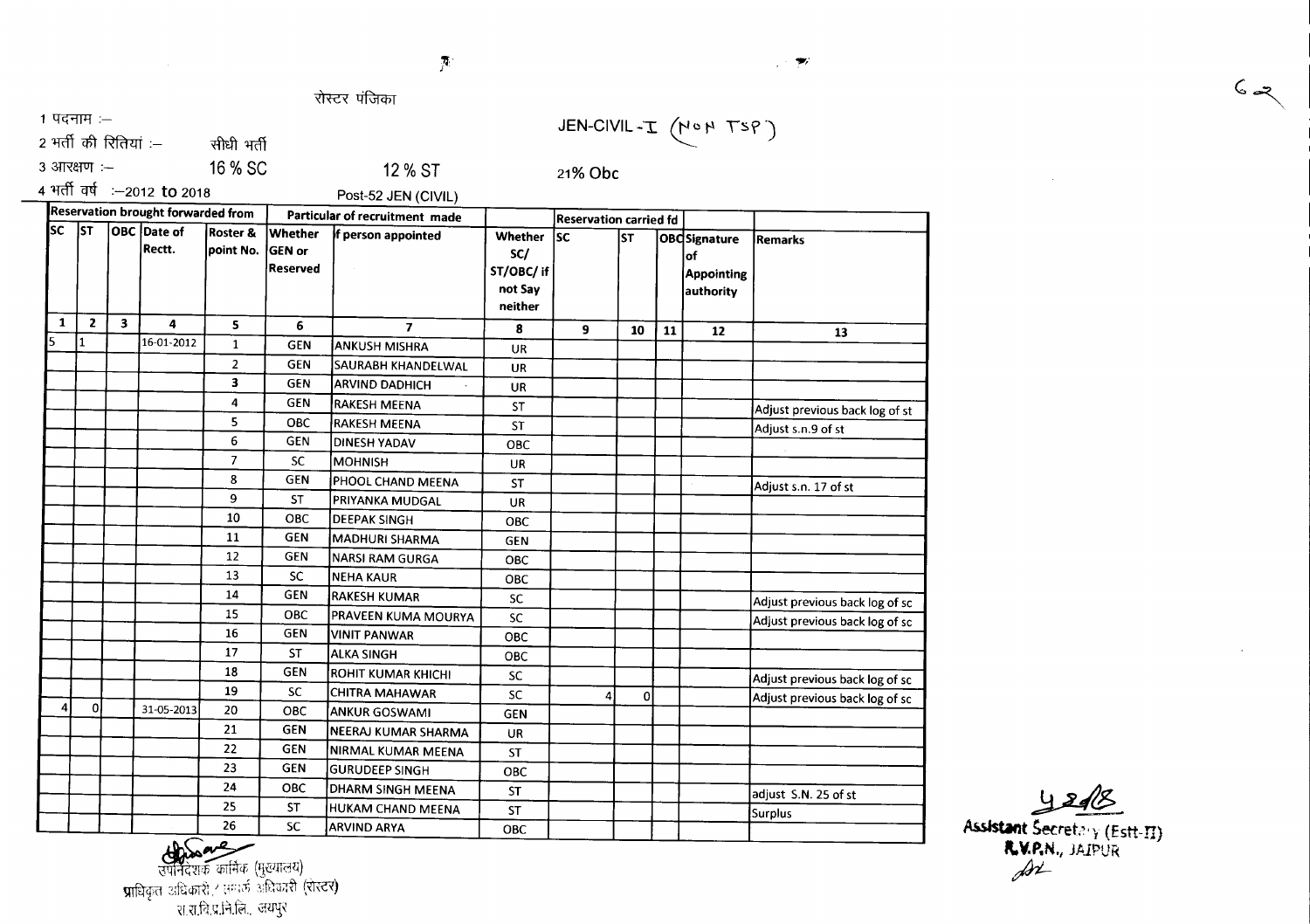रोस्टर पंजिका

1 पदनाम :- JEN-CIVIL - I (NON TSP)

2 भर्ती की रितियां :- सीधी भर्ती

3 आरक्षण :- 16 % SC 12 % ST 21% Obc

4 भर्ती वर्ष :-2012 to 2018 Post-52 JEN (CIVIL)

| Reservation brought forwarded from | | | | | Particular of recruitment made | | | Reservation carried fd | | | | |
|---|---|---|---|---|---|---|---|---|---|---|---|---|
| SC | ST | OBC | Date of Rectt. | Roster & point No. | Whether GEN or Reserved | If person appointed | Whether SC/ ST/OBC/ if not Say neither | SC | ST | OBC | Signature of Appointing authority | Remarks |
| 1 | 2 | 3 | 4 | 5 | 6 | 7 | 8 | 9 | 10 | 11 | 12 | 13 |
| 5 | 1 | | 16-01-2012 | 1 | GEN | ANKUSH MISHRA | UR | | | | | |
| | | | | 2 | GEN | SAURABH KHANDELWAL | UR | | | | | |
| | | | | 3 | GEN | ARVIND DADHICH | UR | | | | | |
| | | | | 4 | GEN | RAKESH MEENA | ST | | | | | Adjust previous back log of st |
| | | | | 5 | OBC | RAKESH MEENA | ST | | | | | Adjust s.n.9 of st |
| | | | | 6 | GEN | DINESH YADAV | OBC | | | | | |
| | | | | 7 | SC | MOHNISH | UR | | | | | |
| | | | | 8 | GEN | PHOOL CHAND MEENA | ST | | | | | Adjust s.n. 17 of st |
| | | | | 9 | ST | PRIYANKA MUDGAL | UR | | | | | |
| | | | | 10 | OBC | DEEPAK SINGH | OBC | | | | | |
| | | | | 11 | GEN | MADHURI SHARMA | GEN | | | | | |
| | | | | 12 | GEN | NARSI RAM GURGA | OBC | | | | | |
| | | | | 13 | SC | NEHA KAUR | OBC | | | | | |
| | | | | 14 | GEN | RAKESH KUMAR | SC | | | | | Adjust previous back log of sc |
| | | | | 15 | OBC | PRAVEEN KUMA MOURYA | SC | | | | | Adjust previous back log of sc |
| | | | | 16 | GEN | VINIT PANWAR | OBC | | | | | |
| | | | | 17 | ST | ALKA SINGH | OBC | | | | | |
| | | | | 18 | GEN | ROHIT KUMAR KHICHI | SC | | | | | Adjust previous back log of sc |
| | | | | 19 | SC | CHITRA MAHAWAR | SC | 4 | 0 | | | Adjust previous back log of sc |
| 4 | 0 | | 31-05-2013 | 20 | OBC | ANKUR GOSWAMI | GEN | | | | | |
| | | | | 21 | GEN | NEERAJ KUMAR SHARMA | UR | | | | | |
| | | | | 22 | GEN | NIRMAL KUMAR MEENA | ST | | | | | |
| | | | | 23 | GEN | GURUDEEP SINGH | OBC | | | | | |
| | | | | 24 | OBC | DHARM SINGH MEENA | ST | | | | | adjust S.N. 25 of st |
| | | | | 25 | ST | HUKAM CHAND MEENA | ST | | | | | Surplus |
| | | | | 26 | SC | ARVIND ARYA | OBC | | | | | |

उपनिदेशक कार्मिक (मुख्यालय)
प्राधिकृत अधिकारी / सम्पर्क अधिकारी (रोस्टर)
रा.रा.वि.प्र.नि.लि., जयपुर

Assistant Secretary (Estt-II)
R.V.P.N., JAIPUR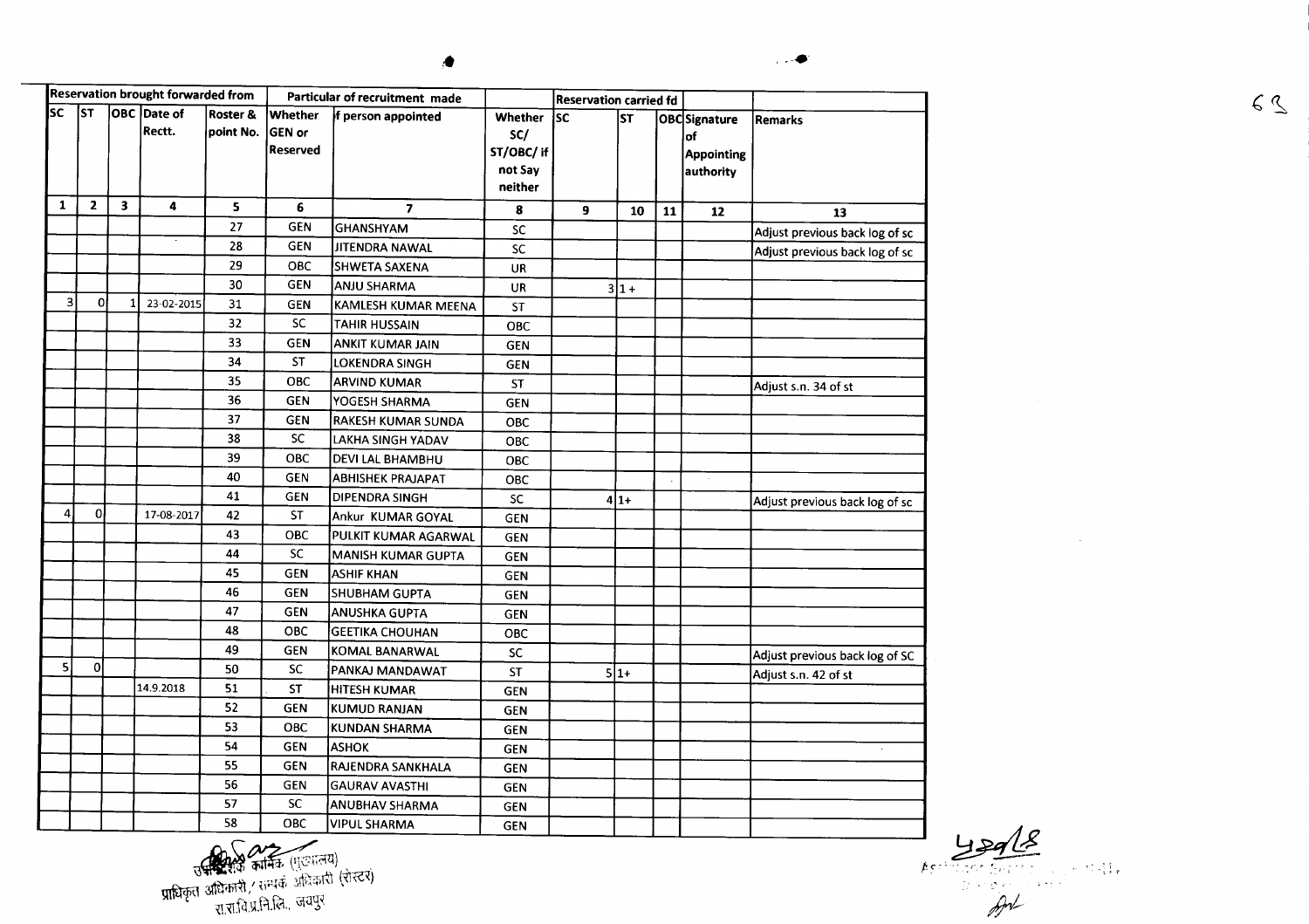| Reservation brought forwarded from | | | | | Particular of recruitment made | | | Reservation carried fd | | | | |
|---|---|---|---|---|---|---|---|---|---|---|---|---|
| SC | ST | OBC | Date of Rectt. | Roster & point No. | Whether GEN or Reserved | If person appointed | Whether SC/ ST/OBC/ if not Say neither | SC | ST | OBC | Signature of Appointing authority | Remarks |
| 1 | 2 | 3 | 4 | 5 | 6 | 7 | 8 | 9 | 10 | 11 | 12 | 13 |
| | | | | 27 | GEN | GHANSHYAM | SC | | | | | Adjust previous back log of sc |
| | | | | 28 | GEN | JITENDRA NAWAL | SC | | | | | Adjust previous back log of sc |
| | | | | 29 | OBC | SHWETA SAXENA | UR | | | | | |
| | | | | 30 | GEN | ANJU SHARMA | UR | 3 | 1+ | | | |
| 3 | 0 | 1 | 23-02-2015 | 31 | GEN | KAMLESH KUMAR MEENA | ST | | | | | |
| | | | | 32 | SC | TAHIR HUSSAIN | OBC | | | | | |
| | | | | 33 | GEN | ANKIT KUMAR JAIN | GEN | | | | | |
| | | | | 34 | ST | LOKENDRA SINGH | GEN | | | | | |
| | | | | 35 | OBC | ARVIND KUMAR | ST | | | | | Adjust s.n. 34 of st |
| | | | | 36 | GEN | YOGESH SHARMA | GEN | | | | | |
| | | | | 37 | GEN | RAKESH KUMAR SUNDA | OBC | | | | | |
| | | | | 38 | SC | LAKHA SINGH YADAV | OBC | | | | | |
| | | | | 39 | OBC | DEVI LAL BHAMBHU | OBC | | | | | |
| | | | | 40 | GEN | ABHISHEK PRAJAPAT | OBC | | | | | |
| | | | | 41 | GEN | DIPENDRA SINGH | SC | 4 | 1+ | | | Adjust previous back log of sc |
| 4 | 0 | | 17-08-2017 | 42 | ST | Ankur KUMAR GOYAL | GEN | | | | | |
| | | | | 43 | OBC | PULKIT KUMAR AGARWAL | GEN | | | | | |
| | | | | 44 | SC | MANISH KUMAR GUPTA | GEN | | | | | |
| | | | | 45 | GEN | ASHIF KHAN | GEN | | | | | |
| | | | | 46 | GEN | SHUBHAM GUPTA | GEN | | | | | |
| | | | | 47 | GEN | ANUSHKA GUPTA | GEN | | | | | |
| | | | | 48 | OBC | GEETIKA CHOUHAN | OBC | | | | | |
| | | | | 49 | GEN | KOMAL BANARWAL | SC | | | | | Adjust previous back log of SC |
| 5 | 0 | | | 50 | SC | PANKAJ MANDAWAT | ST | 5 | 1+ | | | Adjust s.n. 42 of st |
| | | | 14.9.2018 | 51 | ST | HITESH KUMAR | GEN | | | | | |
| | | | | 52 | GEN | KUMUD RANJAN | GEN | | | | | |
| | | | | 53 | OBC | KUNDAN SHARMA | GEN | | | | | |
| | | | | 54 | GEN | ASHOK | GEN | | | | | |
| | | | | 55 | GEN | RAJENDRA SANKHALA | GEN | | | | | |
| | | | | 56 | GEN | GAURAV AVASTHI | GEN | | | | | |
| | | | | 57 | SC | ANUBHAV SHARMA | GEN | | | | | |
| | | | | 58 | OBC | VIPUL SHARMA | GEN | | | | | |

उप शासन सचिव कार्मिक (मुख्यालय)
प्राधिकृत अधिकारी / सम्पर्क अधिकारी (रोस्टर)
रा.रा.वि.प्र.नि.लि., जयपुर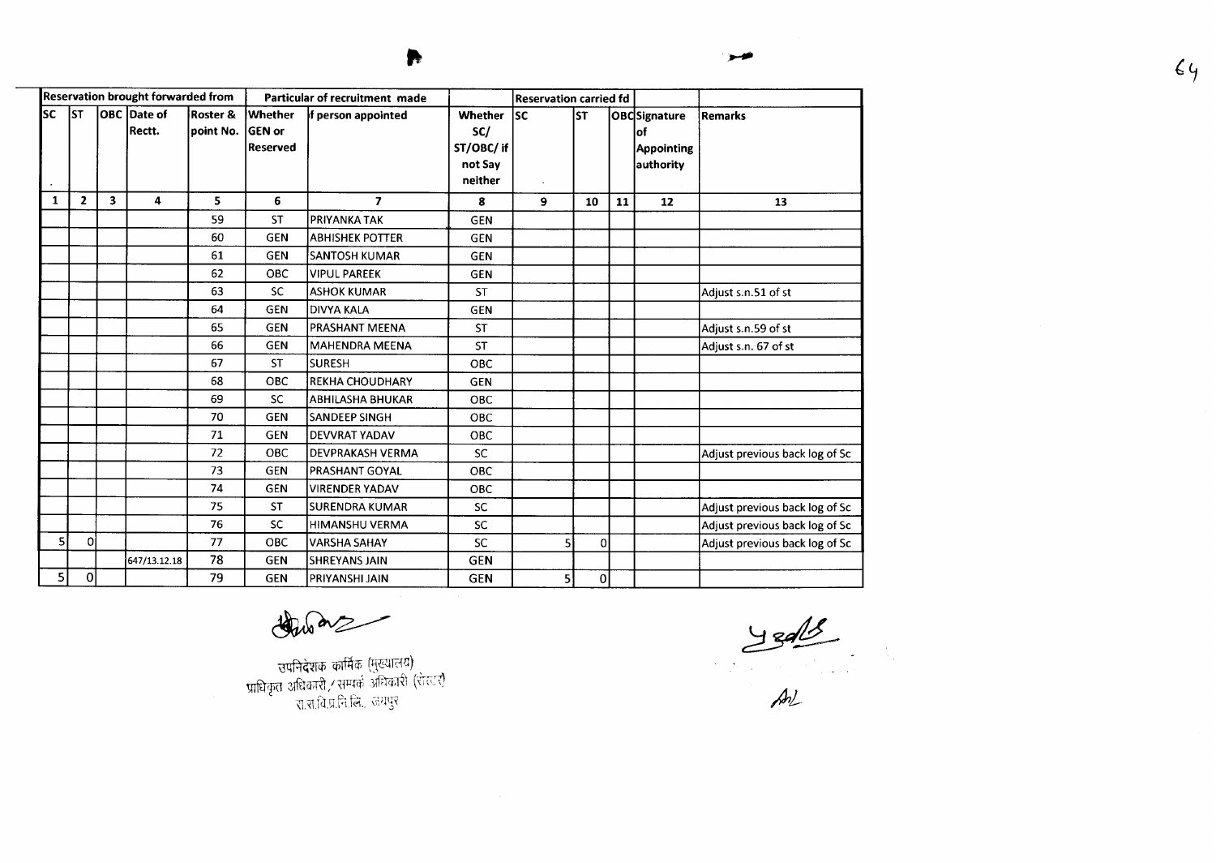| Reservation brought forward from | | | | | Particular of recruitment made | | | Reservation carried fd | | | | |
|---|---|---|---|---|---|---|---|---|---|---|---|---|
| SC | ST | OBC | Date of Rectt. | Roster & point No. | Whether GEN or Reserved | if person appointed | Whether SC/ ST/OBC/ if not Say neither | SC | ST | OBC | Signature of Appointing authority | Remarks |
| 1 | 2 | 3 | 4 | 5 | 6 | 7 | 8 | 9 | 10 | 11 | 12 | 13 |
| | | | | 59 | ST | PRIYANKA TAK | GEN | | | | | |
| | | | | 60 | GEN | ABHISHEK POTTER | GEN | | | | | |
| | | | | 61 | GEN | SANTOSH KUMAR | GEN | | | | | |
| | | | | 62 | OBC | VIPUL PAREEK | GEN | | | | | |
| | | | | 63 | SC | ASHOK KUMAR | ST | | | | | Adjust s.n.51 of st |
| | | | | 64 | GEN | DIVYA KALA | GEN | | | | | |
| | | | | 65 | GEN | PRASHANT MEENA | ST | | | | | Adjust s.n.59 of st |
| | | | | 66 | GEN | MAHENDRA MEENA | ST | | | | | Adjust s.n. 67 of st |
| | | | | 67 | ST | SURESH | OBC | | | | | |
| | | | | 68 | OBC | REKHA CHOUDHARY | GEN | | | | | |
| | | | | 69 | SC | ABHILASHA BHUKAR | OBC | | | | | |
| | | | | 70 | GEN | SANDEEP SINGH | OBC | | | | | |
| | | | | 71 | GEN | DEVVRAT YADAV | OBC | | | | | |
| | | | | 72 | OBC | DEVPRAKASH VERMA | SC | | | | | Adjust previous back log of Sc |
| | | | | 73 | GEN | PRASHANT GOYAL | OBC | | | | | |
| | | | | 74 | GEN | VIRENDER YADAV | OBC | | | | | |
| | | | | 75 | ST | SURENDRA KUMAR | SC | | | | | Adjust previous back log of Sc |
| | | | | 76 | SC | HIMANSHU VERMA | SC | | | | | Adjust previous back log of Sc |
| 5 | 0 | | | 77 | OBC | VARSHA SAHAY | SC | 5 | 0 | | | Adjust previous back log of Sc |
| | | | 647/13.12.18 | 78 | GEN | SHREYANS JAIN | GEN | | | | | |
| 5 | 0 | | | 79 | GEN | PRIYANSHI JAIN | GEN | 5 | 0 | | | |

उपनिदेशक कार्मिक (मुख्यालय)
प्राधिकृत अधिकारी / सम्पर्क अधिकारी (रोस्टर)
रा.रा.वि.प्र.नि.लि., जयपुर